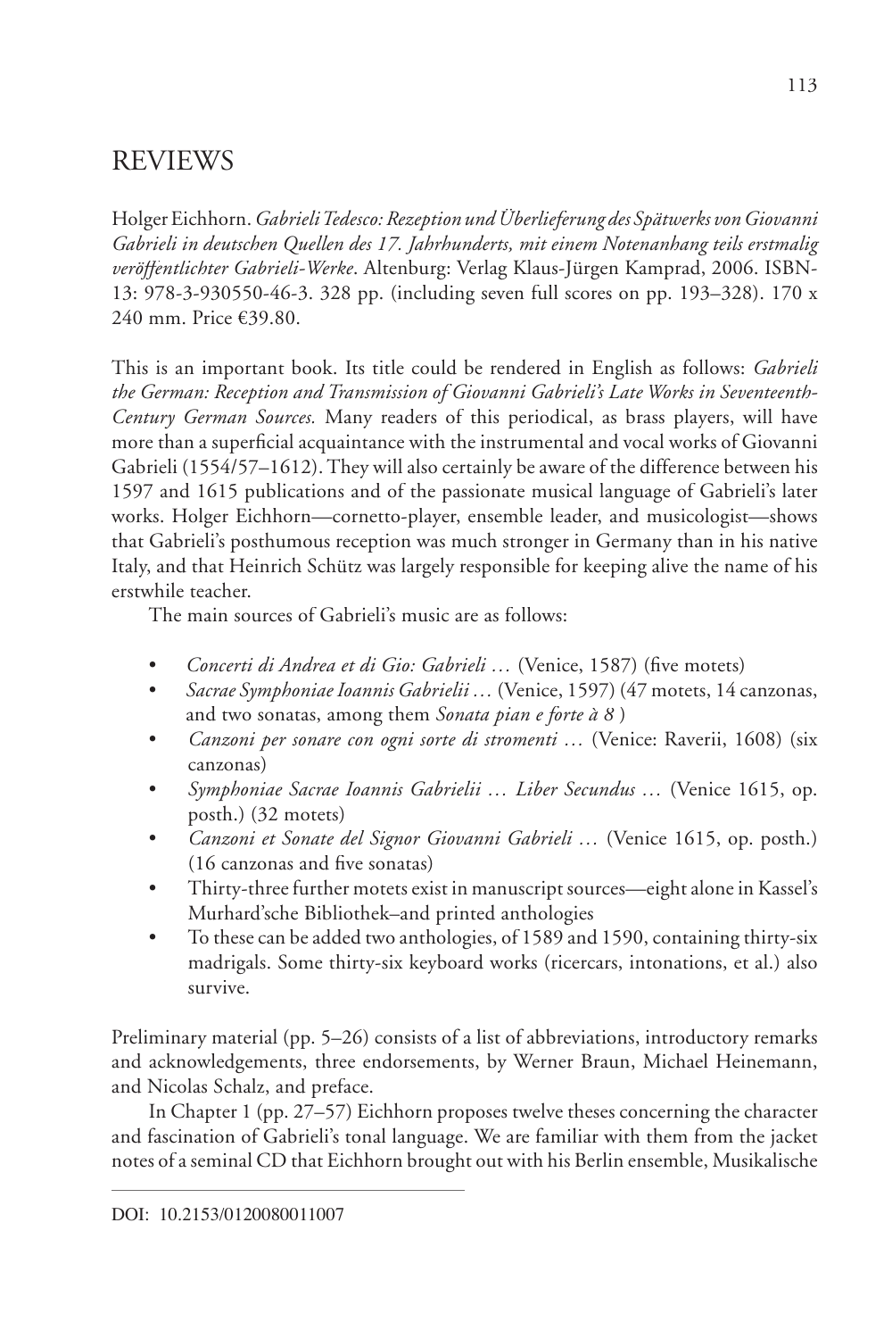# REVIEWS

Holger Eichhorn. *Gabrieli Tedesco: Rezeption und Überlieferung des Spätwerks von Giovanni Gabrieli in deutschen Quellen des 17. Jahrhunderts, mit einem Notenanhang teils erstmalig veröffentlichter Gabrieli-Werke*. Altenburg: Verlag Klaus-Jürgen Kamprad, 2006. ISBN-13: 978-3-930550-46-3. 328 pp. (including seven full scores on pp. 193–328). 170 x 240 mm. Price €39.80.

This is an important book. Its title could be rendered in English as follows: *Gabrieli the German: Reception and Transmission of Giovanni Gabrieli's Late Works in Seventeenth-Century German Sources.* Many readers of this periodical, as brass players, will have more than a superficial acquaintance with the instrumental and vocal works of Giovanni Gabrieli (1554/57–1612). They will also certainly be aware of the difference between his 1597 and 1615 publications and of the passionate musical language of Gabrieli's later works. Holger Eichhorn—cornetto-player, ensemble leader, and musicologist—shows that Gabrieli's posthumous reception was much stronger in Germany than in his native Italy, and that Heinrich Schütz was largely responsible for keeping alive the name of his erstwhile teacher.

The main sources of Gabrieli's music are as follows:

- *Concerti di Andrea et di Gio: Gabrieli …* (Venice, 1587) (five motets)
- *Sacrae Symphoniae Ioannis Gabrielii …* (Venice, 1597) (47 motets, 14 canzonas, and two sonatas, among them *Sonata pian e forte à 8* )
- *Canzoni per sonare con ogni sorte di stromenti …* (Venice: Raverii, 1608) (six canzonas)
- *Symphoniae Sacrae Ioannis Gabrielii … Liber Secundus …* (Venice 1615, op. posth.) (32 motets)
- *Canzoni et Sonate del Signor Giovanni Gabrieli …* (Venice 1615, op. posth.) (16 canzonas and five sonatas)
- Thirty-three further motets exist in manuscript sources—eight alone in Kassel's Murhard'sche Bibliothek–and printed anthologies
- To these can be added two anthologies, of 1589 and 1590, containing thirty-six madrigals. Some thirty-six keyboard works (ricercars, intonations, et al.) also survive.

Preliminary material (pp. 5–26) consists of a list of abbreviations, introductory remarks and acknowledgements, three endorsements, by Werner Braun, Michael Heinemann, and Nicolas Schalz, and preface.

In Chapter 1 (pp. 27–57) Eichhorn proposes twelve theses concerning the character and fascination of Gabrieli's tonal language. We are familiar with them from the jacket notes of a seminal CD that Eichhorn brought out with his Berlin ensemble, Musikalische

DOI: 10.2153/0120080011007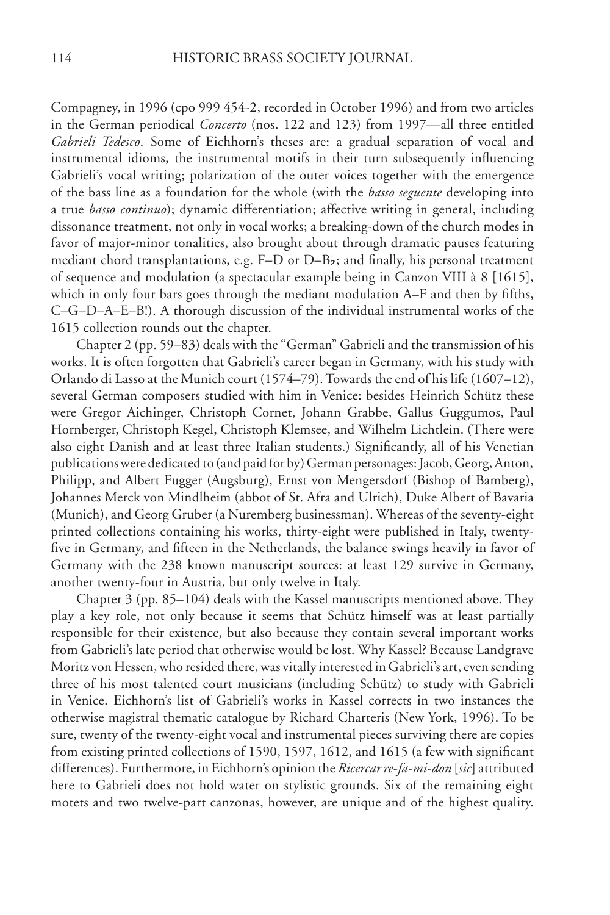Compagney, in 1996 (cpo 999 454-2, recorded in October 1996) and from two articles in the German periodical *Concerto* (nos. 122 and 123) from 1997—all three entitled *Gabrieli Tedesco*. Some of Eichhorn's theses are: a gradual separation of vocal and instrumental idioms, the instrumental motifs in their turn subsequently influencing Gabrieli's vocal writing; polarization of the outer voices together with the emergence of the bass line as a foundation for the whole (with the *basso seguente* developing into a true *basso continuo*); dynamic differentiation; affective writing in general, including dissonance treatment, not only in vocal works; a breaking-down of the church modes in favor of major-minor tonalities, also brought about through dramatic pauses featuring mediant chord transplantations, e.g. F–D or D–B♭; and finally, his personal treatment of sequence and modulation (a spectacular example being in Canzon VIII à 8 [1615], which in only four bars goes through the mediant modulation A–F and then by fifths, C–G–D–A–E–B!). A thorough discussion of the individual instrumental works of the 1615 collection rounds out the chapter.

Chapter 2 (pp. 59–83) deals with the "German" Gabrieli and the transmission of his works. It is often forgotten that Gabrieli's career began in Germany, with his study with Orlando di Lasso at the Munich court (1574–79). Towards the end of his life (1607–12), several German composers studied with him in Venice: besides Heinrich Schütz these were Gregor Aichinger, Christoph Cornet, Johann Grabbe, Gallus Guggumos, Paul Hornberger, Christoph Kegel, Christoph Klemsee, and Wilhelm Lichtlein. (There were also eight Danish and at least three Italian students.) Significantly, all of his Venetian publications were dedicated to (and paid for by) German personages: Jacob, Georg, Anton, Philipp, and Albert Fugger (Augsburg), Ernst von Mengersdorf (Bishop of Bamberg), Johannes Merck von Mindlheim (abbot of St. Afra and Ulrich), Duke Albert of Bavaria (Munich), and Georg Gruber (a Nuremberg businessman). Whereas of the seventy-eight printed collections containing his works, thirty-eight were published in Italy, twenty-five in Germany, and fifteen in the Netherlands, the balance swings heavily in favor of Germany with the 238 known manuscript sources: at least 129 survive in Germany, another twenty-four in Austria, but only twelve in Italy.

Chapter 3 (pp. 85–104) deals with the Kassel manuscripts mentioned above. They play a key role, not only because it seems that Schütz himself was at least partially responsible for their existence, but also because they contain several important works from Gabrieli's late period that otherwise would be lost. Why Kassel? Because Landgrave Moritz von Hessen, who resided there, was vitally interested in Gabrieli's art, even sending three of his most talented court musicians (including Schütz) to study with Gabrieli in Venice. Eichhorn's list of Gabrieli's works in Kassel corrects in two instances the otherwise magistral thematic catalogue by Richard Charteris (New York, 1996). To be sure, twenty of the twenty-eight vocal and instrumental pieces surviving there are copies from existing printed collections of 1590, 1597, 1612, and 1615 (a few with significant differences). Furthermore, in Eichhorn's opinion the *Ricercar re-fa-mi-don* [*sic*] attributed here to Gabrieli does not hold water on stylistic grounds. Six of the remaining eight motets and two twelve-part canzonas, however, are unique and of the highest quality.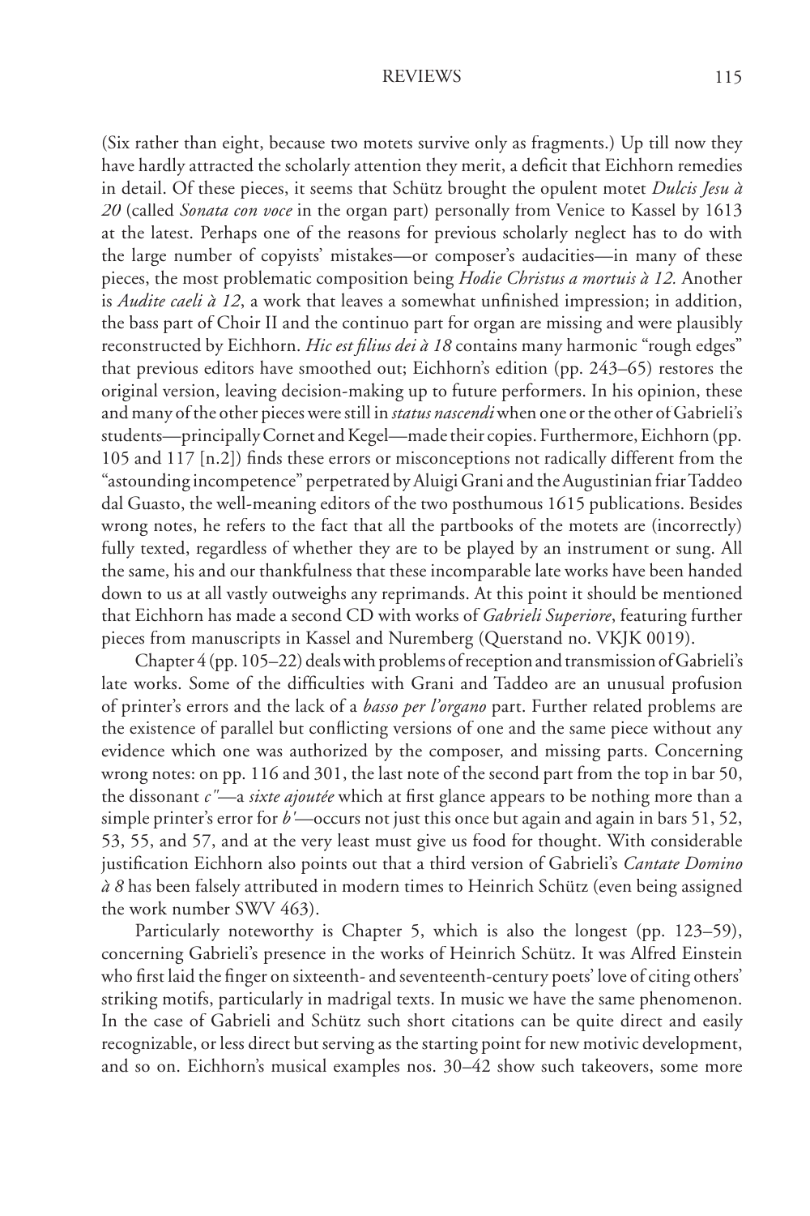(Six rather than eight, because two motets survive only as fragments.) Up till now they have hardly attracted the scholarly attention they merit, a deficit that Eichhorn remedies in detail. Of these pieces, it seems that Schütz brought the opulent motet *Dulcis Jesu à 20* (called *Sonata con voce* in the organ part) personally from Venice to Kassel by 1613 at the latest. Perhaps one of the reasons for previous scholarly neglect has to do with the large number of copyists' mistakes—or composer's audacities—in many of these pieces, the most problematic composition being *Hodie Christus a mortuis à 12.* Another is *Audite caeli à 12*, a work that leaves a somewhat unfinished impression; in addition, the bass part of Choir II and the continuo part for organ are missing and were plausibly reconstructed by Eichhorn. *Hic est filius dei à 18* contains many harmonic "rough edges" that previous editors have smoothed out; Eichhorn's edition (pp. 243–65) restores the original version, leaving decision-making up to future performers. In his opinion, these and many of the other pieces were still in *status nascendi* when one or the other of Gabrieli's students—principally Cornet and Kegel—made their copies. Furthermore, Eichhorn (pp. 105 and 117 [n.2]) finds these errors or misconceptions not radically different from the "astounding incompetence" perpetrated by Aluigi Grani and the Augustinian friar Taddeo dal Guasto, the well-meaning editors of the two posthumous 1615 publications. Besides wrong notes, he refers to the fact that all the partbooks of the motets are (incorrectly) fully texted, regardless of whether they are to be played by an instrument or sung. All the same, his and our thankfulness that these incomparable late works have been handed down to us at all vastly outweighs any reprimands. At this point it should be mentioned that Eichhorn has made a second CD with works of *Gabrieli Superiore*, featuring further pieces from manuscripts in Kassel and Nuremberg (Querstand no. VKJK 0019).

Chapter 4 (pp. 105–22) deals with problems of reception and transmission of Gabrieli's late works. Some of the difficulties with Grani and Taddeo are an unusual profusion of printer's errors and the lack of a *basso per l'organo* part. Further related problems are the existence of parallel but conflicting versions of one and the same piece without any evidence which one was authorized by the composer, and missing parts. Concerning wrong notes: on pp. 116 and 301, the last note of the second part from the top in bar 50, the dissonant *c''*—a *sixte ajoutée* which at first glance appears to be nothing more than a simple printer's error for *b'*—occurs not just this once but again and again in bars 51, 52, 53, 55, and 57, and at the very least must give us food for thought. With considerable justification Eichhorn also points out that a third version of Gabrieli's *Cantate Domino à 8* has been falsely attributed in modern times to Heinrich Schütz (even being assigned the work number SWV 463).

Particularly noteworthy is Chapter 5, which is also the longest (pp. 123–59), concerning Gabrieli's presence in the works of Heinrich Schütz. It was Alfred Einstein who first laid the finger on sixteenth- and seventeenth-century poets' love of citing others' striking motifs, particularly in madrigal texts. In music we have the same phenomenon. In the case of Gabrieli and Schütz such short citations can be quite direct and easily recognizable, or less direct but serving as the starting point for new motivic development, and so on. Eichhorn's musical examples nos. 30–42 show such takeovers, some more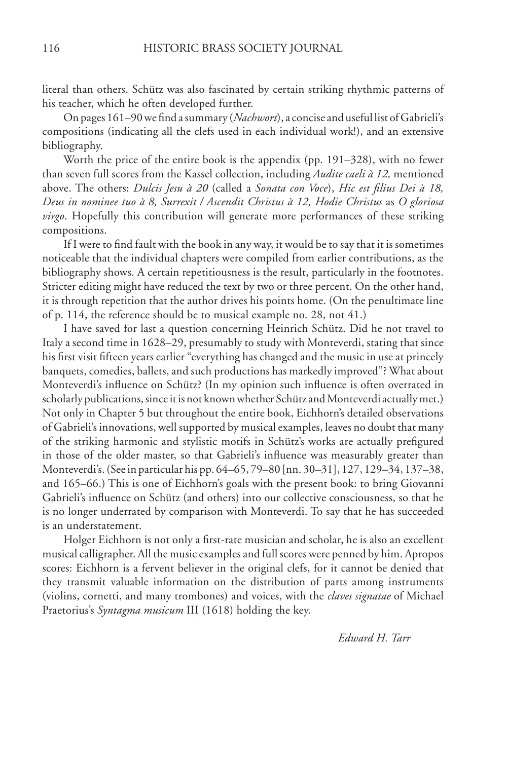literal than others. Schütz was also fascinated by certain striking rhythmic patterns of his teacher, which he often developed further.

On pages 161–90 we find a summary (*Nachwort*), a concise and useful list of Gabrieli's compositions (indicating all the clefs used in each individual work!), and an extensive bibliography.

Worth the price of the entire book is the appendix (pp. 191–328), with no fewer than seven full scores from the Kassel collection, including *Audite caeli à 12,* mentioned above. The others: *Dulcis Jesu à 20* (called a *Sonata con Voce*), *Hic est filius Dei à 18, Deus in nominee tuo à 8, Surrexit / Ascendit Christus à 12, Hodie Christus* as *O gloriosa virgo*. Hopefully this contribution will generate more performances of these striking compositions.

If I were to find fault with the book in any way, it would be to say that it is sometimes noticeable that the individual chapters were compiled from earlier contributions, as the bibliography shows. A certain repetitiousness is the result, particularly in the footnotes. Stricter editing might have reduced the text by two or three percent. On the other hand, it is through repetition that the author drives his points home. (On the penultimate line of p. 114, the reference should be to musical example no. 28, not 41.)

I have saved for last a question concerning Heinrich Schütz. Did he not travel to Italy a second time in 1628–29, presumably to study with Monteverdi, stating that since his first visit fifteen years earlier "everything has changed and the music in use at princely banquets, comedies, ballets, and such productions has markedly improved"? What about Monteverdi's influence on Schütz? (In my opinion such influence is often overrated in scholarly publications, since it is not known whether Schütz and Monteverdi actually met.) Not only in Chapter 5 but throughout the entire book, Eichhorn's detailed observations of Gabrieli's innovations, well supported by musical examples, leaves no doubt that many of the striking harmonic and stylistic motifs in Schütz's works are actually prefigured in those of the older master, so that Gabrieli's influence was measurably greater than Monteverdi's. (See in particular his pp. 64–65, 79–80 [nn. 30–31], 127, 129–34, 137–38, and 165–66.) This is one of Eichhorn's goals with the present book: to bring Giovanni Gabrieli's influence on Schütz (and others) into our collective consciousness, so that he is no longer underrated by comparison with Monteverdi. To say that he has succeeded is an understatement.

Holger Eichhorn is not only a first-rate musician and scholar, he is also an excellent musical calligrapher. All the music examples and full scores were penned by him. Apropos scores: Eichhorn is a fervent believer in the original clefs, for it cannot be denied that they transmit valuable information on the distribution of parts among instruments (violins, cornetti, and many trombones) and voices, with the *claves signatae* of Michael Praetorius's *Syntagma musicum* III (1618) holding the key.

*Edward H. Tarr*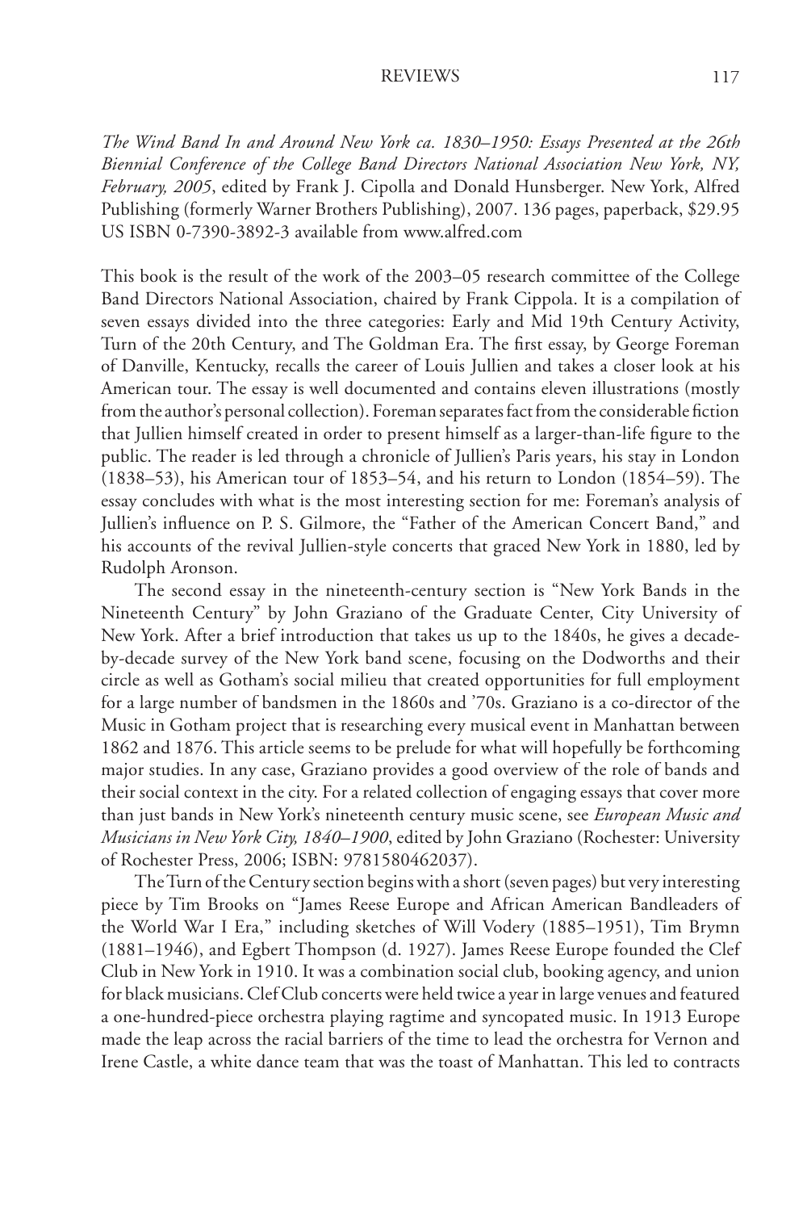*The Wind Band In and Around New York ca. 1830–1950: Essays Presented at the 26th Biennial Conference of the College Band Directors National Association New York, NY, February, 2005*, edited by Frank J. Cipolla and Donald Hunsberger. New York, Alfred Publishing (formerly Warner Brothers Publishing), 2007. 136 pages, paperback, $29.95 US ISBN 0-7390-3892-3 available from www.alfred.com

This book is the result of the work of the 2003–05 research committee of the College Band Directors National Association, chaired by Frank Cippola. It is a compilation of seven essays divided into the three categories: Early and Mid 19th Century Activity, Turn of the 20th Century, and The Goldman Era. The first essay, by George Foreman of Danville, Kentucky, recalls the career of Louis Jullien and takes a closer look at his American tour. The essay is well documented and contains eleven illustrations (mostly from the author's personal collection). Foreman separates fact from the considerable fiction that Jullien himself created in order to present himself as a larger-than-life figure to the public. The reader is led through a chronicle of Jullien's Paris years, his stay in London (1838–53), his American tour of 1853–54, and his return to London (1854–59). The essay concludes with what is the most interesting section for me: Foreman's analysis of Jullien's influence on P. S. Gilmore, the "Father of the American Concert Band," and his accounts of the revival Jullien-style concerts that graced New York in 1880, led by Rudolph Aronson.

The second essay in the nineteenth-century section is "New York Bands in the Nineteenth Century" by John Graziano of the Graduate Center, City University of New York. After a brief introduction that takes us up to the 1840s, he gives a decade-by-decade survey of the New York band scene, focusing on the Dodworths and their circle as well as Gotham's social milieu that created opportunities for full employment for a large number of bandsmen in the 1860s and '70s. Graziano is a co-director of the Music in Gotham project that is researching every musical event in Manhattan between 1862 and 1876. This article seems to be prelude for what will hopefully be forthcoming major studies. In any case, Graziano provides a good overview of the role of bands and their social context in the city. For a related collection of engaging essays that cover more than just bands in New York's nineteenth century music scene, see *European Music and Musicians in New York City, 1840–1900*, edited by John Graziano (Rochester: University of Rochester Press, 2006; ISBN: 9781580462037).

The Turn of the Century section begins with a short (seven pages) but very interesting piece by Tim Brooks on "James Reese Europe and African American Bandleaders of the World War I Era," including sketches of Will Vodery (1885–1951), Tim Brymn (1881–1946), and Egbert Thompson (d. 1927). James Reese Europe founded the Clef Club in New York in 1910. It was a combination social club, booking agency, and union for black musicians. Clef Club concerts were held twice a year in large venues and featured a one-hundred-piece orchestra playing ragtime and syncopated music. In 1913 Europe made the leap across the racial barriers of the time to lead the orchestra for Vernon and Irene Castle, a white dance team that was the toast of Manhattan. This led to contracts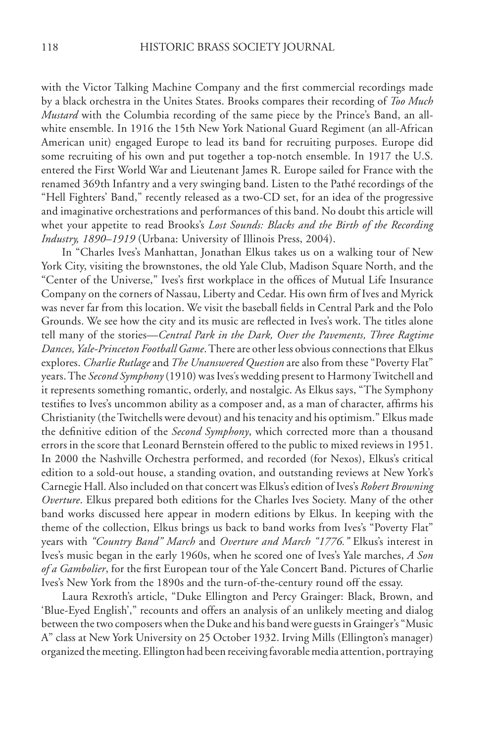with the Victor Talking Machine Company and the first commercial recordings made by a black orchestra in the Unites States. Brooks compares their recording of *Too Much Mustard* with the Columbia recording of the same piece by the Prince's Band, an all-white ensemble. In 1916 the 15th New York National Guard Regiment (an all-African American unit) engaged Europe to lead its band for recruiting purposes. Europe did some recruiting of his own and put together a top-notch ensemble. In 1917 the U.S. entered the First World War and Lieutenant James R. Europe sailed for France with the renamed 369th Infantry and a very swinging band. Listen to the Pathé recordings of the "Hell Fighters' Band," recently released as a two-CD set, for an idea of the progressive and imaginative orchestrations and performances of this band. No doubt this article will whet your appetite to read Brooks's *Lost Sounds: Blacks and the Birth of the Recording Industry, 1890–1919* (Urbana: University of Illinois Press, 2004).

In "Charles Ives's Manhattan, Jonathan Elkus takes us on a walking tour of New York City, visiting the brownstones, the old Yale Club, Madison Square North, and the "Center of the Universe," Ives's first workplace in the offices of Mutual Life Insurance Company on the corners of Nassau, Liberty and Cedar. His own firm of Ives and Myrick was never far from this location. We visit the baseball fields in Central Park and the Polo Grounds. We see how the city and its music are reflected in Ives's work. The titles alone tell many of the stories—*Central Park in the Dark, Over the Pavements, Three Ragtime Dances, Yale-Princeton Football Game*. There are other less obvious connections that Elkus explores. *Charlie Rutlage* and *The Unanswered Question* are also from these "Poverty Flat" years. The *Second Symphony* (1910) was Ives's wedding present to Harmony Twitchell and it represents something romantic, orderly, and nostalgic. As Elkus says, "The Symphony testifies to Ives's uncommon ability as a composer and, as a man of character, affirms his Christianity (the Twitchells were devout) and his tenacity and his optimism." Elkus made the definitive edition of the *Second Symphony*, which corrected more than a thousand errors in the score that Leonard Bernstein offered to the public to mixed reviews in 1951. In 2000 the Nashville Orchestra performed, and recorded (for Nexos), Elkus's critical edition to a sold-out house, a standing ovation, and outstanding reviews at New York's Carnegie Hall. Also included on that concert was Elkus's edition of Ives's *Robert Browning Overture*. Elkus prepared both editions for the Charles Ives Society. Many of the other band works discussed here appear in modern editions by Elkus. In keeping with the theme of the collection, Elkus brings us back to band works from Ives's "Poverty Flat" years with *"Country Band" March* and *Overture and March "1776."* Elkus's interest in Ives's music began in the early 1960s, when he scored one of Ives's Yale marches, *A Son of a Gambolier*, for the first European tour of the Yale Concert Band. Pictures of Charlie Ives's New York from the 1890s and the turn-of-the-century round off the essay.

Laura Rexroth's article, "Duke Ellington and Percy Grainger: Black, Brown, and 'Blue-Eyed English'," recounts and offers an analysis of an unlikely meeting and dialog between the two composers when the Duke and his band were guests in Grainger's "Music A" class at New York University on 25 October 1932. Irving Mills (Ellington's manager) organized the meeting. Ellington had been receiving favorable media attention, portraying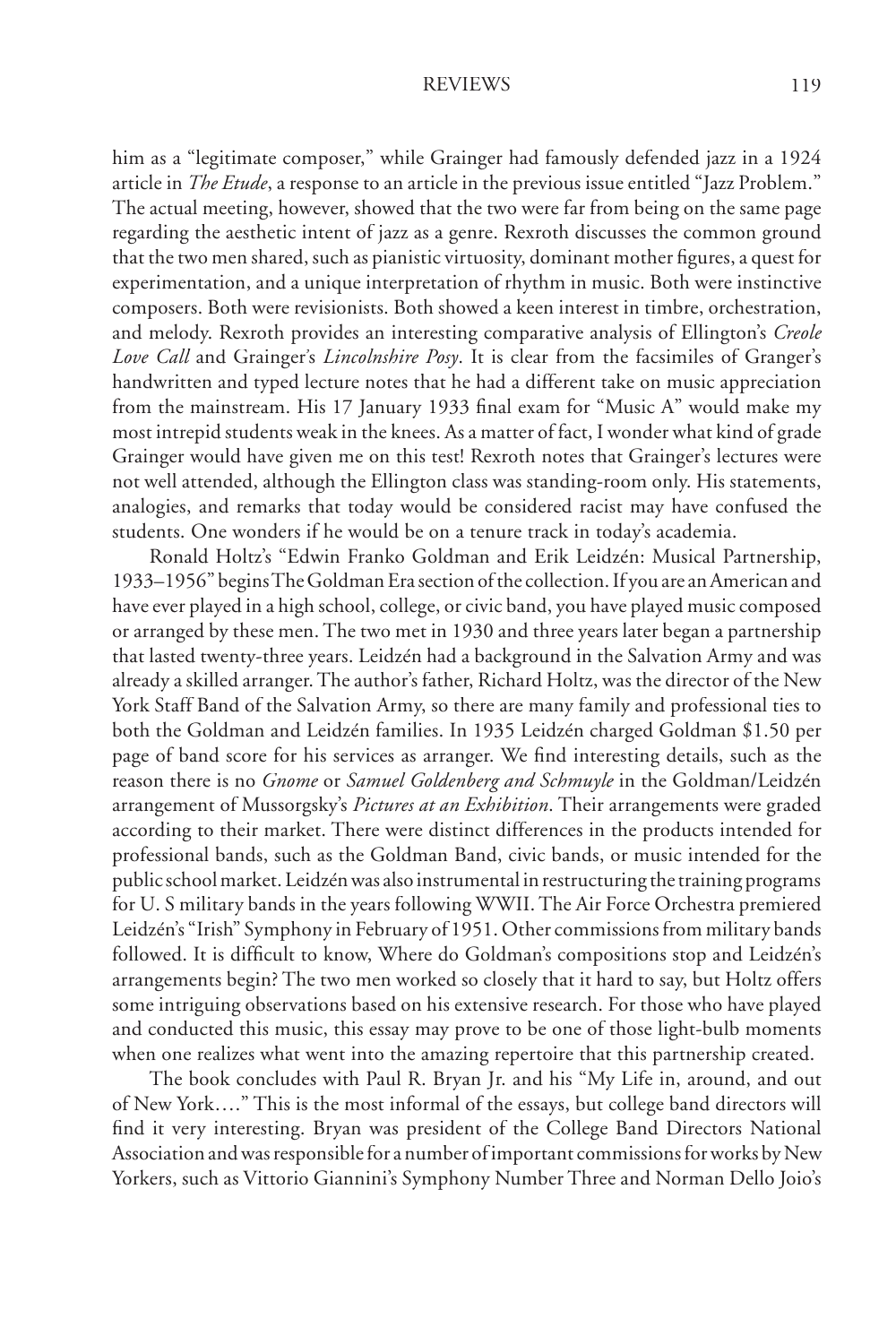him as a "legitimate composer," while Grainger had famously defended jazz in a 1924 article in *The Etude*, a response to an article in the previous issue entitled "Jazz Problem." The actual meeting, however, showed that the two were far from being on the same page regarding the aesthetic intent of jazz as a genre. Rexroth discusses the common ground that the two men shared, such as pianistic virtuosity, dominant mother figures, a quest for experimentation, and a unique interpretation of rhythm in music. Both were instinctive composers. Both were revisionists. Both showed a keen interest in timbre, orchestration, and melody. Rexroth provides an interesting comparative analysis of Ellington's *Creole Love Call* and Grainger's *Lincolnshire Posy*. It is clear from the facsimiles of Granger's handwritten and typed lecture notes that he had a different take on music appreciation from the mainstream. His 17 January 1933 final exam for "Music A" would make my most intrepid students weak in the knees. As a matter of fact, I wonder what kind of grade Grainger would have given me on this test! Rexroth notes that Grainger's lectures were not well attended, although the Ellington class was standing-room only. His statements, analogies, and remarks that today would be considered racist may have confused the students. One wonders if he would be on a tenure track in today's academia.

Ronald Holtz's "Edwin Franko Goldman and Erik Leidzén: Musical Partnership, 1933–1956" begins The Goldman Era section of the collection. If you are an American and have ever played in a high school, college, or civic band, you have played music composed or arranged by these men. The two met in 1930 and three years later began a partnership that lasted twenty-three years. Leidzén had a background in the Salvation Army and was already a skilled arranger. The author's father, Richard Holtz, was the director of the New York Staff Band of the Salvation Army, so there are many family and professional ties to both the Goldman and Leidzén families. In 1935 Leidzén charged Goldman $1.50 per page of band score for his services as arranger. We find interesting details, such as the reason there is no *Gnome* or *Samuel Goldenberg and Schmuyle* in the Goldman/Leidzén arrangement of Mussorgsky's *Pictures at an Exhibition*. Their arrangements were graded according to their market. There were distinct differences in the products intended for professional bands, such as the Goldman Band, civic bands, or music intended for the public school market. Leidzén was also instrumental in restructuring the training programs for U. S military bands in the years following WWII. The Air Force Orchestra premiered Leidzén's "Irish" Symphony in February of 1951. Other commissions from military bands followed. It is difficult to know, Where do Goldman's compositions stop and Leidzén's arrangements begin? The two men worked so closely that it hard to say, but Holtz offers some intriguing observations based on his extensive research. For those who have played and conducted this music, this essay may prove to be one of those light-bulb moments when one realizes what went into the amazing repertoire that this partnership created.

The book concludes with Paul R. Bryan Jr. and his "My Life in, around, and out of New York…." This is the most informal of the essays, but college band directors will find it very interesting. Bryan was president of the College Band Directors National Association and was responsible for a number of important commissions for works by New Yorkers, such as Vittorio Giannini's Symphony Number Three and Norman Dello Joio's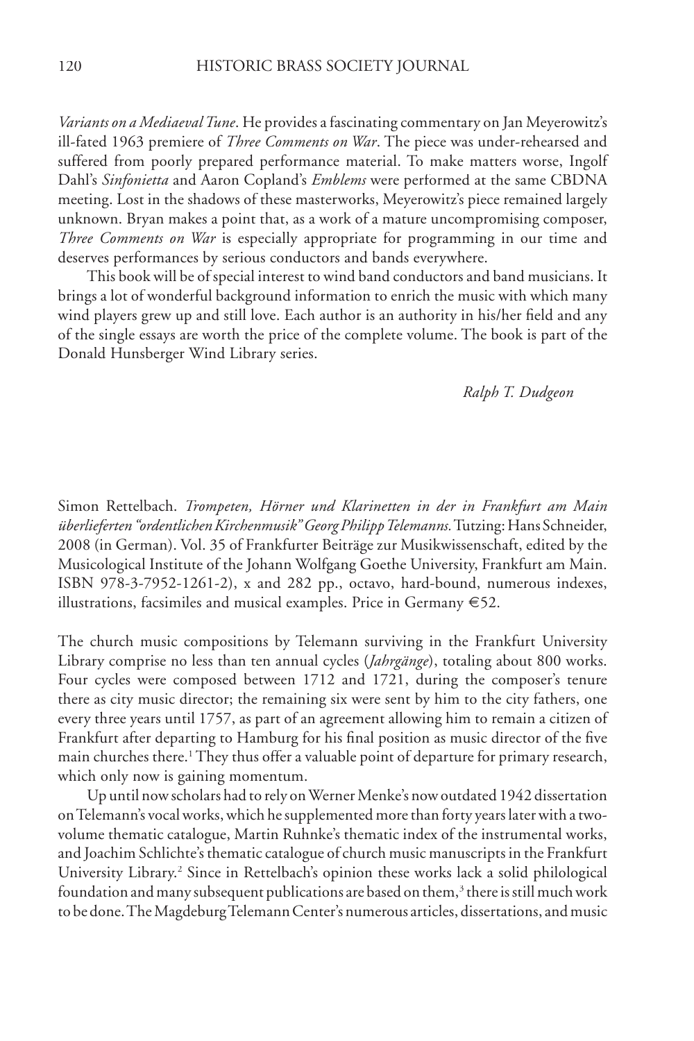*Variants on a Mediaeval Tune*. He provides a fascinating commentary on Jan Meyerowitz's ill-fated 1963 premiere of *Three Comments on War*. The piece was under-rehearsed and suffered from poorly prepared performance material. To make matters worse, Ingolf Dahl's *Sinfonietta* and Aaron Copland's *Emblems* were performed at the same CBDNA meeting. Lost in the shadows of these masterworks, Meyerowitz's piece remained largely unknown. Bryan makes a point that, as a work of a mature uncompromising composer, *Three Comments on War* is especially appropriate for programming in our time and deserves performances by serious conductors and bands everywhere.

This book will be of special interest to wind band conductors and band musicians. It brings a lot of wonderful background information to enrich the music with which many wind players grew up and still love. Each author is an authority in his/her field and any of the single essays are worth the price of the complete volume. The book is part of the Donald Hunsberger Wind Library series.

*Ralph T. Dudgeon*

Simon Rettelbach. *Trompeten, Hörner und Klarinetten in der in Frankfurt am Main überlieferten "ordentlichen Kirchenmusik" Georg Philipp Telemanns.* Tutzing: Hans Schneider, 2008 (in German). Vol. 35 of Frankfurter Beiträge zur Musikwissenschaft, edited by the Musicological Institute of the Johann Wolfgang Goethe University, Frankfurt am Main. ISBN 978-3-7952-1261-2), x and 282 pp., octavo, hard-bound, numerous indexes, illustrations, facsimiles and musical examples. Price in Germany €52.

The church music compositions by Telemann surviving in the Frankfurt University Library comprise no less than ten annual cycles (*Jahrgänge*), totaling about 800 works. Four cycles were composed between 1712 and 1721, during the composer's tenure there as city music director; the remaining six were sent by him to the city fathers, one every three years until 1757, as part of an agreement allowing him to remain a citizen of Frankfurt after departing to Hamburg for his final position as music director of the five main churches there.[1] They thus offer a valuable point of departure for primary research, which only now is gaining momentum.

Up until now scholars had to rely on Werner Menke's now outdated 1942 dissertation on Telemann's vocal works, which he supplemented more than forty years later with a two-volume thematic catalogue, Martin Ruhnke's thematic index of the instrumental works, and Joachim Schlichte's thematic catalogue of church music manuscripts in the Frankfurt University Library.[2] Since in Rettelbach's opinion these works lack a solid philological foundation and many subsequent publications are based on them,[3] there is still much work to be done. The Magdeburg Telemann Center's numerous articles, dissertations, and music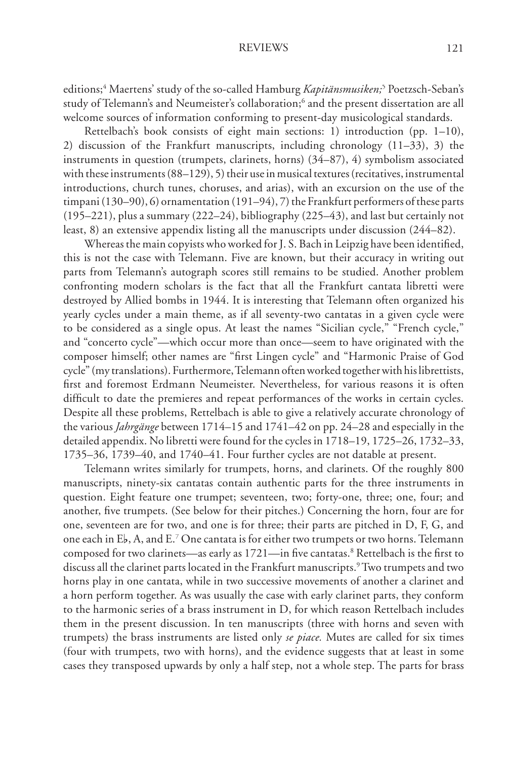editions;[4] Maertens' study of the so-called Hamburg *Kapitänsmusiken;*[5] Poetzsch-Seban's study of Telemann's and Neumeister's collaboration;[6] and the present dissertation are all welcome sources of information conforming to present-day musicological standards.

Rettelbach's book consists of eight main sections: 1) introduction (pp. 1–10), 2) discussion of the Frankfurt manuscripts, including chronology (11–33), 3) the instruments in question (trumpets, clarinets, horns) (34–87), 4) symbolism associated with these instruments (88–129), 5) their use in musical textures (recitatives, instrumental introductions, church tunes, choruses, and arias), with an excursion on the use of the timpani (130–90), 6) ornamentation (191–94), 7) the Frankfurt performers of these parts (195–221), plus a summary (222–24), bibliography (225–43), and last but certainly not least, 8) an extensive appendix listing all the manuscripts under discussion (244–82).

Whereas the main copyists who worked for J. S. Bach in Leipzig have been identified, this is not the case with Telemann. Five are known, but their accuracy in writing out parts from Telemann's autograph scores still remains to be studied. Another problem confronting modern scholars is the fact that all the Frankfurt cantata libretti were destroyed by Allied bombs in 1944. It is interesting that Telemann often organized his yearly cycles under a main theme, as if all seventy-two cantatas in a given cycle were to be considered as a single opus. At least the names "Sicilian cycle," "French cycle," and "concerto cycle"—which occur more than once—seem to have originated with the composer himself; other names are "first Lingen cycle" and "Harmonic Praise of God cycle" (my translations). Furthermore, Telemann often worked together with his librettists, first and foremost Erdmann Neumeister. Nevertheless, for various reasons it is often difficult to date the premieres and repeat performances of the works in certain cycles. Despite all these problems, Rettelbach is able to give a relatively accurate chronology of the various *Jahrgänge* between 1714–15 and 1741–42 on pp. 24–28 and especially in the detailed appendix. No libretti were found for the cycles in 1718–19, 1725–26, 1732–33, 1735–36, 1739–40, and 1740–41. Four further cycles are not datable at present.

Telemann writes similarly for trumpets, horns, and clarinets. Of the roughly 800 manuscripts, ninety-six cantatas contain authentic parts for the three instruments in question. Eight feature one trumpet; seventeen, two; forty-one, three; one, four; and another, five trumpets. (See below for their pitches.) Concerning the horn, four are for one, seventeen are for two, and one is for three; their parts are pitched in D, F, G, and one each in E♭, A, and E.[7] One cantata is for either two trumpets or two horns. Telemann composed for two clarinets—as early as 1721—in five cantatas.[8] Rettelbach is the first to discuss all the clarinet parts located in the Frankfurt manuscripts.[9] Two trumpets and two horns play in one cantata, while in two successive movements of another a clarinet and a horn perform together. As was usually the case with early clarinet parts, they conform to the harmonic series of a brass instrument in D, for which reason Rettelbach includes them in the present discussion. In ten manuscripts (three with horns and seven with trumpets) the brass instruments are listed only *se piace.* Mutes are called for six times (four with trumpets, two with horns), and the evidence suggests that at least in some cases they transposed upwards by only a half step, not a whole step. The parts for brass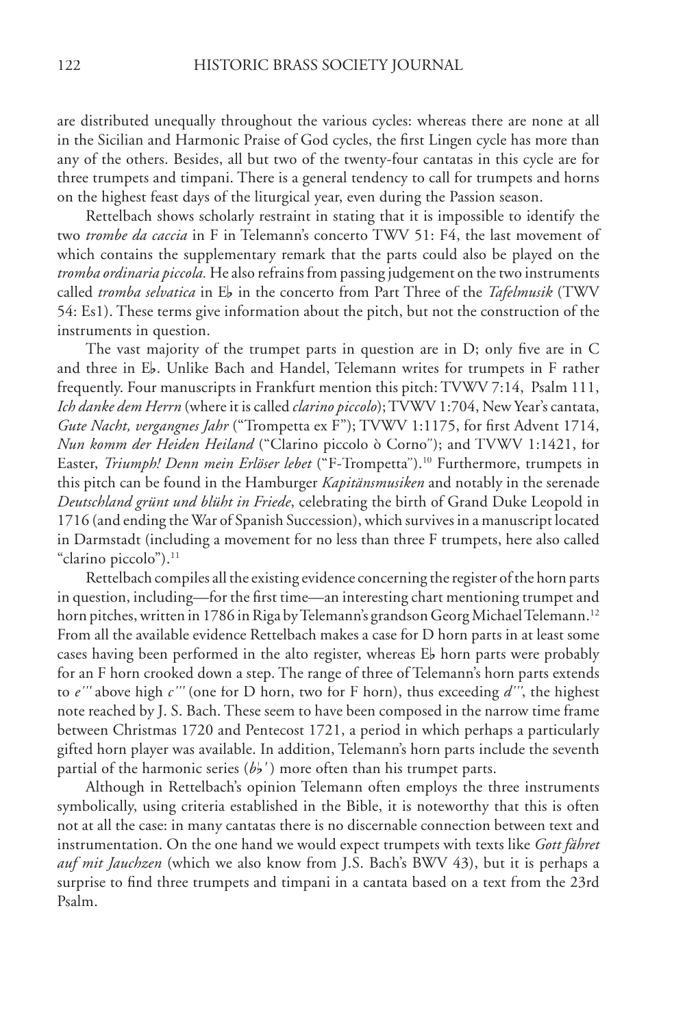are distributed unequally throughout the various cycles: whereas there are none at all in the Sicilian and Harmonic Praise of God cycles, the first Lingen cycle has more than any of the others. Besides, all but two of the twenty-four cantatas in this cycle are for three trumpets and timpani. There is a general tendency to call for trumpets and horns on the highest feast days of the liturgical year, even during the Passion season.

Rettelbach shows scholarly restraint in stating that it is impossible to identify the two *trombe da caccia* in F in Telemann's concerto TWV 51: F4, the last movement of which contains the supplementary remark that the parts could also be played on the *tromba ordinaria piccola.* He also refrains from passing judgement on the two instruments called *tromba selvatica* in E♭ in the concerto from Part Three of the *Tafelmusik* (TWV 54: Es1). These terms give information about the pitch, but not the construction of the instruments in question.

The vast majority of the trumpet parts in question are in D; only five are in C and three in E♭. Unlike Bach and Handel, Telemann writes for trumpets in F rather frequently. Four manuscripts in Frankfurt mention this pitch: TVWV 7:14, Psalm 111, *Ich danke dem Herrn* (where it is called *clarino piccolo*); TVWV 1:704, New Year's cantata, *Gute Nacht, vergangnes Jahr* ("Trompetta ex F"); TVWV 1:1175, for first Advent 1714, *Nun komm der Heiden Heiland* ("Clarino piccolo ò Corno"); and TVWV 1:1421, for Easter, *Triumph! Denn mein Erlöser lebet* ("F-Trompetta").[10] Furthermore, trumpets in this pitch can be found in the Hamburger *Kapitänsmusiken* and notably in the serenade *Deutschland grünt und blüht in Friede*, celebrating the birth of Grand Duke Leopold in 1716 (and ending the War of Spanish Succession), which survives in a manuscript located in Darmstadt (including a movement for no less than three F trumpets, here also called "clarino piccolo").[11]

Rettelbach compiles all the existing evidence concerning the register of the horn parts in question, including—for the first time—an interesting chart mentioning trumpet and horn pitches, written in 1786 in Riga by Telemann's grandson Georg Michael Telemann.[12] From all the available evidence Rettelbach makes a case for D horn parts in at least some cases having been performed in the alto register, whereas E♭ horn parts were probably for an F horn crooked down a step. The range of three of Telemann's horn parts extends to *e'''* above high *c'''* (one for D horn, two for F horn), thus exceeding *d'''*, the highest note reached by J. S. Bach. These seem to have been composed in the narrow time frame between Christmas 1720 and Pentecost 1721, a period in which perhaps a particularly gifted horn player was available. In addition, Telemann's horn parts include the seventh partial of the harmonic series (*b♭'*) more often than his trumpet parts.

Although in Rettelbach's opinion Telemann often employs the three instruments symbolically, using criteria established in the Bible, it is noteworthy that this is often not at all the case: in many cantatas there is no discernable connection between text and instrumentation. On the one hand we would expect trumpets with texts like *Gott fähret auf mit Jauchzen* (which we also know from J.S. Bach's BWV 43), but it is perhaps a surprise to find three trumpets and timpani in a cantata based on a text from the 23rd Psalm.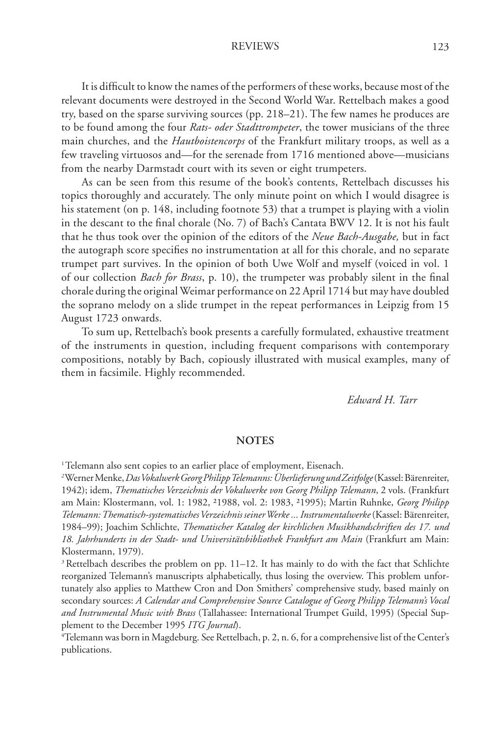It is difficult to know the names of the performers of these works, because most of the relevant documents were destroyed in the Second World War. Rettelbach makes a good try, based on the sparse surviving sources (pp. 218–21). The few names he produces are to be found among the four *Rats- oder Stadttrompeter*, the tower musicians of the three main churches, and the *Hautboistencorps* of the Frankfurt military troops, as well as a few traveling virtuosos and—for the serenade from 1716 mentioned above—musicians from the nearby Darmstadt court with its seven or eight trumpeters.

As can be seen from this resume of the book's contents, Rettelbach discusses his topics thoroughly and accurately. The only minute point on which I would disagree is his statement (on p. 148, including footnote 53) that a trumpet is playing with a violin in the descant to the final chorale (No. 7) of Bach's Cantata BWV 12. It is not his fault that he thus took over the opinion of the editors of the *Neue Bach-Ausgabe,* but in fact the autograph score specifies no instrumentation at all for this chorale, and no separate trumpet part survives. In the opinion of both Uwe Wolf and myself (voiced in vol. 1 of our collection *Bach for Brass*, p. 10), the trumpeter was probably silent in the final chorale during the original Weimar performance on 22 April 1714 but may have doubled the soprano melody on a slide trumpet in the repeat performances in Leipzig from 15 August 1723 onwards.

To sum up, Rettelbach's book presents a carefully formulated, exhaustive treatment of the instruments in question, including frequent comparisons with contemporary compositions, notably by Bach, copiously illustrated with musical examples, many of them in facsimile. Highly recommended.

*Edward H. Tarr*

## NOTES

[1] Telemann also sent copies to an earlier place of employment, Eisenach.

[2] Werner Menke, *Das Vokalwerk Georg Philipp Telemanns: Überlieferung und Zeitfolge* (Kassel: Bärenreiter, 1942); idem, *Thematisches Verzeichnis der Vokalwerke von Georg Philipp Telemann*, 2 vols. (Frankfurt am Main: Klostermann, vol. 1: 1982, ²1988, vol. 2: 1983, ²1995); Martin Ruhnke, *Georg Philipp Telemann: Thematisch-systematisches Verzeichnis seiner Werke ... Instrumentalwerke* (Kassel: Bärenreiter, 1984–99); Joachim Schlichte, *Thematischer Katalog der kirchlichen Musikhandschriften des 17. und 18. Jahrhunderts in der Stadt- und Universitätsbibliothek Frankfurt am Main* (Frankfurt am Main: Klostermann, 1979).

[3] Rettelbach describes the problem on pp. 11–12. It has mainly to do with the fact that Schlichte reorganized Telemann's manuscripts alphabetically, thus losing the overview. This problem unfortunately also applies to Matthew Cron and Don Smithers' comprehensive study, based mainly on secondary sources: *A Calendar and Comprehensive Source Catalogue of Georg Philipp Telemann's Vocal and Instrumental Music with Brass* (Tallahassee: International Trumpet Guild, 1995) (Special Supplement to the December 1995 *ITG Journal*).

[4] Telemann was born in Magdeburg. See Rettelbach, p. 2, n. 6, for a comprehensive list of the Center's publications.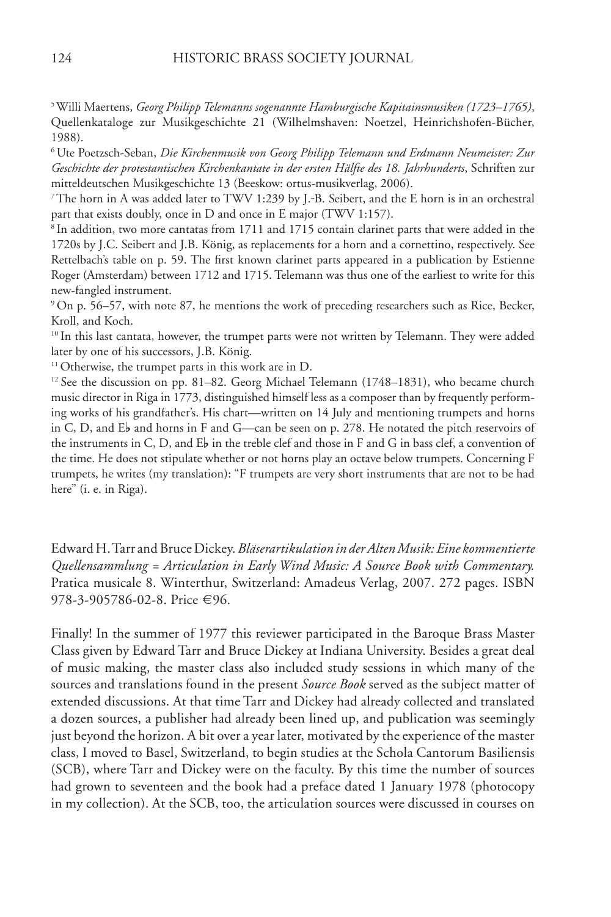[5] Willi Maertens, *Georg Philipp Telemanns sogenannte Hamburgische Kapitainsmusiken (1723–1765)*, Quellenkataloge zur Musikgeschichte 21 (Wilhelmshaven: Noetzel, Heinrichshofen-Bücher, 1988).

[6] Ute Poetzsch-Seban, *Die Kirchenmusik von Georg Philipp Telemann und Erdmann Neumeister: Zur Geschichte der protestantischen Kirchenkantate in der ersten Hälfte des 18. Jahrhunderts*, Schriften zur mitteldeutschen Musikgeschichte 13 (Beeskow: ortus-musikverlag, 2006).

[7] The horn in A was added later to TWV 1:239 by J.-B. Seibert, and the E horn is in an orchestral part that exists doubly, once in D and once in E major (TWV 1:157).

[8] In addition, two more cantatas from 1711 and 1715 contain clarinet parts that were added in the 1720s by J.C. Seibert and J.B. König, as replacements for a horn and a cornettino, respectively. See Rettelbach's table on p. 59. The first known clarinet parts appeared in a publication by Estienne Roger (Amsterdam) between 1712 and 1715. Telemann was thus one of the earliest to write for this new-fangled instrument.

[9] On p. 56–57, with note 87, he mentions the work of preceding researchers such as Rice, Becker, Kroll, and Koch.

[10] In this last cantata, however, the trumpet parts were not written by Telemann. They were added later by one of his successors, J.B. König.

[11] Otherwise, the trumpet parts in this work are in D.

[12] See the discussion on pp. 81–82. Georg Michael Telemann (1748–1831), who became church music director in Riga in 1773, distinguished himself less as a composer than by frequently performing works of his grandfather's. His chart—written on 14 July and mentioning trumpets and horns in C, D, and E♭ and horns in F and G—can be seen on p. 278. He notated the pitch reservoirs of the instruments in C, D, and E♭ in the treble clef and those in F and G in bass clef, a convention of the time. He does not stipulate whether or not horns play an octave below trumpets. Concerning F trumpets, he writes (my translation): "F trumpets are very short instruments that are not to be had here" (i. e. in Riga).

Edward H. Tarr and Bruce Dickey. *Bläserartikulation in der Alten Musik: Eine kommentierte Quellensammlung = Articulation in Early Wind Music: A Source Book with Commentary.* Pratica musicale 8. Winterthur, Switzerland: Amadeus Verlag, 2007. 272 pages. ISBN 978-3-905786-02-8. Price €96.

Finally! In the summer of 1977 this reviewer participated in the Baroque Brass Master Class given by Edward Tarr and Bruce Dickey at Indiana University. Besides a great deal of music making, the master class also included study sessions in which many of the sources and translations found in the present *Source Book* served as the subject matter of extended discussions. At that time Tarr and Dickey had already collected and translated a dozen sources, a publisher had already been lined up, and publication was seemingly just beyond the horizon. A bit over a year later, motivated by the experience of the master class, I moved to Basel, Switzerland, to begin studies at the Schola Cantorum Basiliensis (SCB), where Tarr and Dickey were on the faculty. By this time the number of sources had grown to seventeen and the book had a preface dated 1 January 1978 (photocopy in my collection). At the SCB, too, the articulation sources were discussed in courses on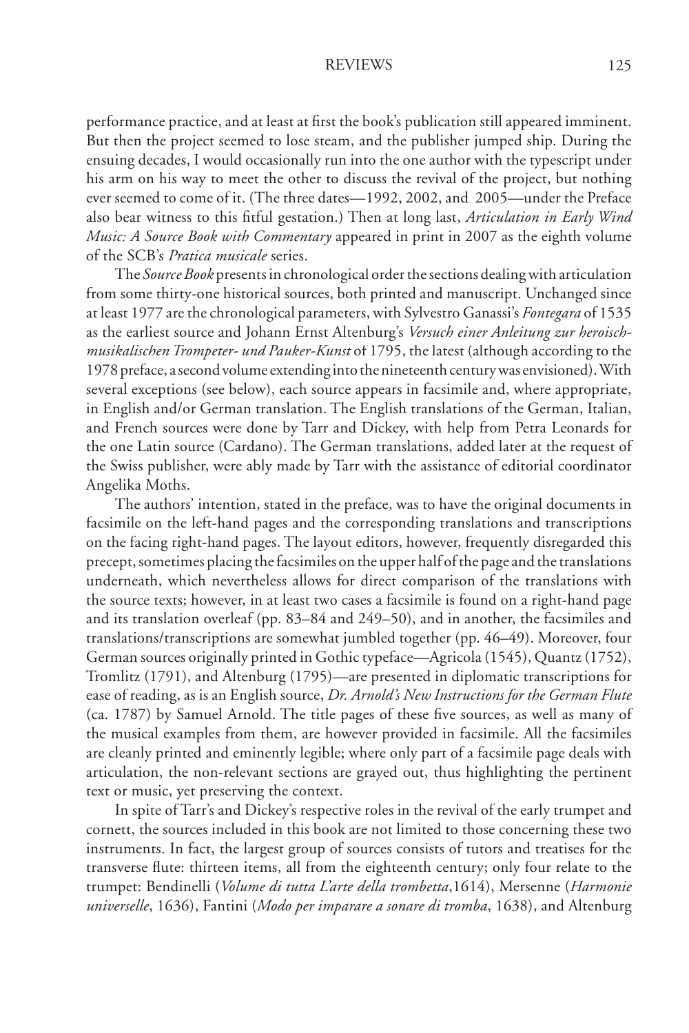performance practice, and at least at first the book's publication still appeared imminent. But then the project seemed to lose steam, and the publisher jumped ship. During the ensuing decades, I would occasionally run into the one author with the typescript under his arm on his way to meet the other to discuss the revival of the project, but nothing ever seemed to come of it. (The three dates—1992, 2002, and 2005—under the Preface also bear witness to this fitful gestation.) Then at long last, *Articulation in Early Wind Music: A Source Book with Commentary* appeared in print in 2007 as the eighth volume of the SCB's *Pratica musicale* series.

The *Source Book* presents in chronological order the sections dealing with articulation from some thirty-one historical sources, both printed and manuscript. Unchanged since at least 1977 are the chronological parameters, with Sylvestro Ganassi's *Fontegara* of 1535 as the earliest source and Johann Ernst Altenburg's *Versuch einer Anleitung zur heroisch-musikalischen Trompeter- und Pauker-Kunst* of 1795, the latest (although according to the 1978 preface, a second volume extending into the nineteenth century was envisioned). With several exceptions (see below), each source appears in facsimile and, where appropriate, in English and/or German translation. The English translations of the German, Italian, and French sources were done by Tarr and Dickey, with help from Petra Leonards for the one Latin source (Cardano). The German translations, added later at the request of the Swiss publisher, were ably made by Tarr with the assistance of editorial coordinator Angelika Moths.

The authors' intention, stated in the preface, was to have the original documents in facsimile on the left-hand pages and the corresponding translations and transcriptions on the facing right-hand pages. The layout editors, however, frequently disregarded this precept, sometimes placing the facsimiles on the upper half of the page and the translations underneath, which nevertheless allows for direct comparison of the translations with the source texts; however, in at least two cases a facsimile is found on a right-hand page and its translation overleaf (pp. 83–84 and 249–50), and in another, the facsimiles and translations/transcriptions are somewhat jumbled together (pp. 46–49). Moreover, four German sources originally printed in Gothic typeface—Agricola (1545), Quantz (1752), Tromlitz (1791), and Altenburg (1795)—are presented in diplomatic transcriptions for ease of reading, as is an English source, *Dr. Arnold's New Instructions for the German Flute* (ca. 1787) by Samuel Arnold. The title pages of these five sources, as well as many of the musical examples from them, are however provided in facsimile. All the facsimiles are cleanly printed and eminently legible; where only part of a facsimile page deals with articulation, the non-relevant sections are grayed out, thus highlighting the pertinent text or music, yet preserving the context.

In spite of Tarr's and Dickey's respective roles in the revival of the early trumpet and cornett, the sources included in this book are not limited to those concerning these two instruments. In fact, the largest group of sources consists of tutors and treatises for the transverse flute: thirteen items, all from the eighteenth century; only four relate to the trumpet: Bendinelli (*Volume di tutta L'arte della trombetta*, 1614), Mersenne (*Harmonie universelle*, 1636), Fantini (*Modo per imparare a sonare di tromba*, 1638), and Altenburg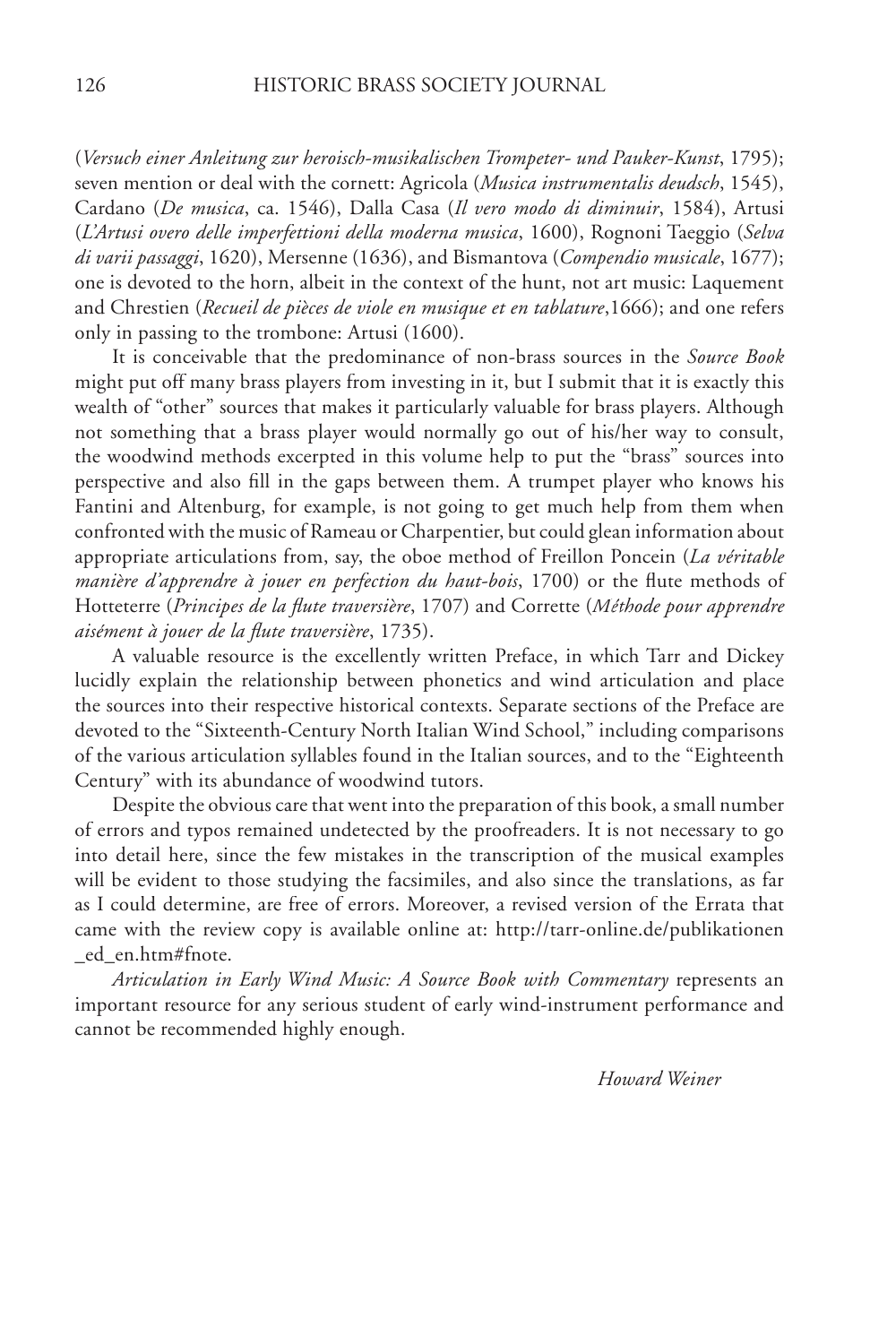(*Versuch einer Anleitung zur heroisch-musikalischen Trompeter- und Pauker-Kunst*, 1795); seven mention or deal with the cornett: Agricola (*Musica instrumentalis deudsch*, 1545), Cardano (*De musica*, ca. 1546), Dalla Casa (*Il vero modo di diminuir*, 1584), Artusi (*L'Artusi overo delle imperfettioni della moderna musica*, 1600), Rognoni Taeggio (*Selva di varii passaggi*, 1620), Mersenne (1636), and Bismantova (*Compendio musicale*, 1677); one is devoted to the horn, albeit in the context of the hunt, not art music: Laquement and Chrestien (*Recueil de pièces de viole en musique et en tablature*,1666); and one refers only in passing to the trombone: Artusi (1600).

It is conceivable that the predominance of non-brass sources in the *Source Book* might put off many brass players from investing in it, but I submit that it is exactly this wealth of "other" sources that makes it particularly valuable for brass players. Although not something that a brass player would normally go out of his/her way to consult, the woodwind methods excerpted in this volume help to put the "brass" sources into perspective and also fill in the gaps between them. A trumpet player who knows his Fantini and Altenburg, for example, is not going to get much help from them when confronted with the music of Rameau or Charpentier, but could glean information about appropriate articulations from, say, the oboe method of Freillon Poncein (*La véritable manière d'apprendre à jouer en perfection du haut-bois*, 1700) or the flute methods of Hotteterre (*Principes de la flute traversière*, 1707) and Corrette (*Méthode pour apprendre aisément à jouer de la flute traversière*, 1735).

A valuable resource is the excellently written Preface, in which Tarr and Dickey lucidly explain the relationship between phonetics and wind articulation and place the sources into their respective historical contexts. Separate sections of the Preface are devoted to the "Sixteenth-Century North Italian Wind School," including comparisons of the various articulation syllables found in the Italian sources, and to the "Eighteenth Century" with its abundance of woodwind tutors.

Despite the obvious care that went into the preparation of this book, a small number of errors and typos remained undetected by the proofreaders. It is not necessary to go into detail here, since the few mistakes in the transcription of the musical examples will be evident to those studying the facsimiles, and also since the translations, as far as I could determine, are free of errors. Moreover, a revised version of the Errata that came with the review copy is available online at: http://tarr-online.de/publikationen_ed_en.htm#fnote.

*Articulation in Early Wind Music: A Source Book with Commentary* represents an important resource for any serious student of early wind-instrument performance and cannot be recommended highly enough.

*Howard Weiner*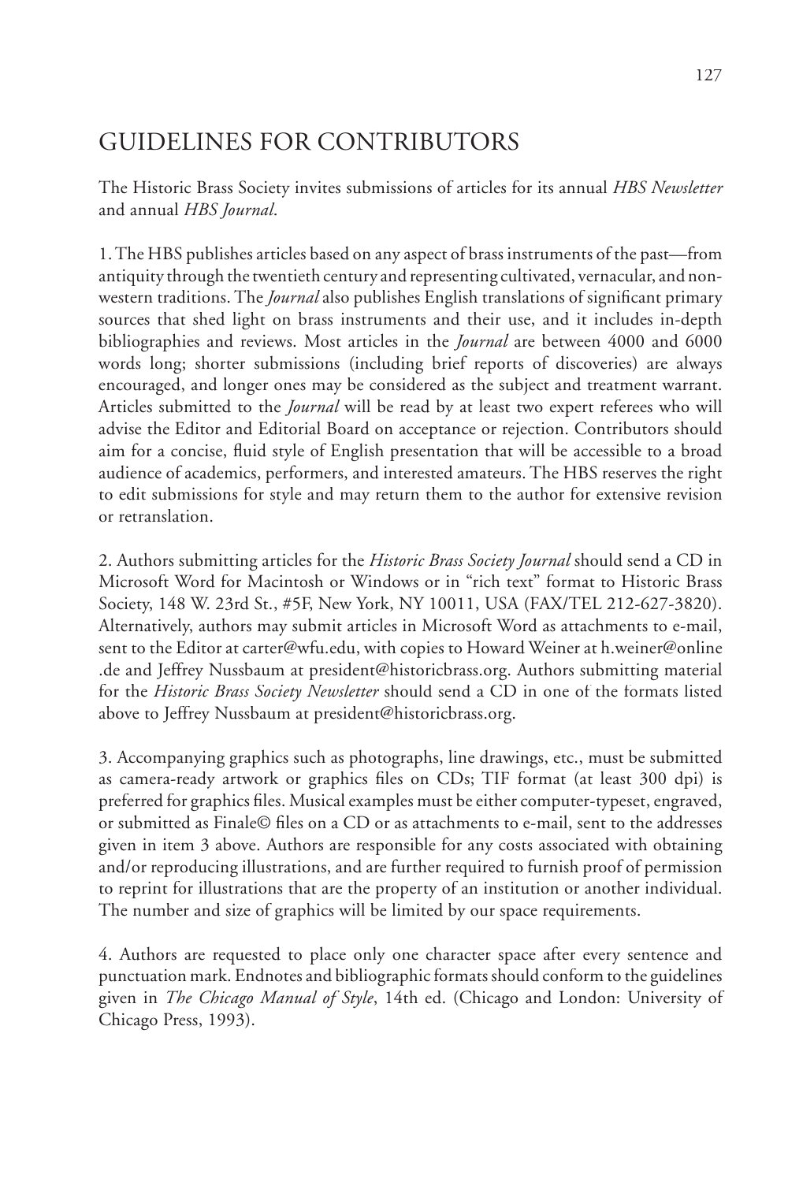# GUIDELINES FOR CONTRIBUTORS

The Historic Brass Society invites submissions of articles for its annual *HBS Newsletter* and annual *HBS Journal*.

1. The HBS publishes articles based on any aspect of brass instruments of the past—from antiquity through the twentieth century and representing cultivated, vernacular, and non-western traditions. The *Journal* also publishes English translations of significant primary sources that shed light on brass instruments and their use, and it includes in-depth bibliographies and reviews. Most articles in the *Journal* are between 4000 and 6000 words long; shorter submissions (including brief reports of discoveries) are always encouraged, and longer ones may be considered as the subject and treatment warrant. Articles submitted to the *Journal* will be read by at least two expert referees who will advise the Editor and Editorial Board on acceptance or rejection. Contributors should aim for a concise, fluid style of English presentation that will be accessible to a broad audience of academics, performers, and interested amateurs. The HBS reserves the right to edit submissions for style and may return them to the author for extensive revision or retranslation.

2. Authors submitting articles for the *Historic Brass Society Journal* should send a CD in Microsoft Word for Macintosh or Windows or in "rich text" format to Historic Brass Society, 148 W. 23rd St., #5F, New York, NY 10011, USA (FAX/TEL 212-627-3820). Alternatively, authors may submit articles in Microsoft Word as attachments to e-mail, sent to the Editor at carter@wfu.edu, with copies to Howard Weiner at h.weiner@online .de and Jeffrey Nussbaum at president@historicbrass.org. Authors submitting material for the *Historic Brass Society Newsletter* should send a CD in one of the formats listed above to Jeffrey Nussbaum at president@historicbrass.org.

3. Accompanying graphics such as photographs, line drawings, etc., must be submitted as camera-ready artwork or graphics files on CDs; TIF format (at least 300 dpi) is preferred for graphics files. Musical examples must be either computer-typeset, engraved, or submitted as Finale© files on a CD or as attachments to e-mail, sent to the addresses given in item 3 above. Authors are responsible for any costs associated with obtaining and/or reproducing illustrations, and are further required to furnish proof of permission to reprint for illustrations that are the property of an institution or another individual. The number and size of graphics will be limited by our space requirements.

4. Authors are requested to place only one character space after every sentence and punctuation mark. Endnotes and bibliographic formats should conform to the guidelines given in *The Chicago Manual of Style*, 14th ed. (Chicago and London: University of Chicago Press, 1993).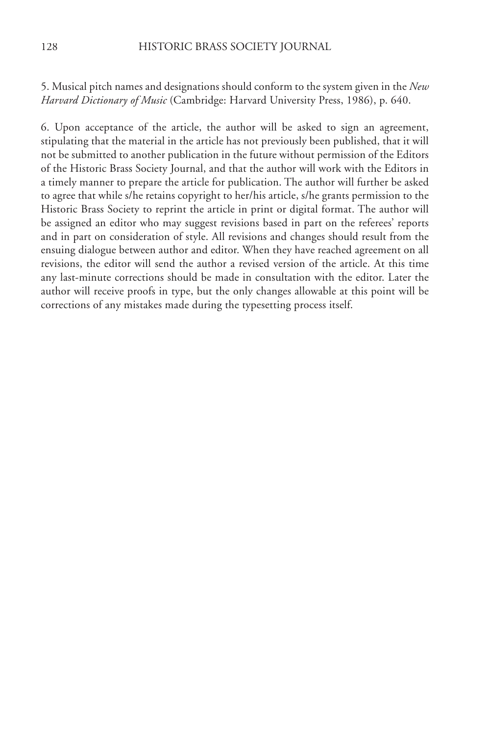5. Musical pitch names and designations should conform to the system given in the *New Harvard Dictionary of Music* (Cambridge: Harvard University Press, 1986), p. 640.

6. Upon acceptance of the article, the author will be asked to sign an agreement, stipulating that the material in the article has not previously been published, that it will not be submitted to another publication in the future without permission of the Editors of the Historic Brass Society Journal, and that the author will work with the Editors in a timely manner to prepare the article for publication. The author will further be asked to agree that while s/he retains copyright to her/his article, s/he grants permission to the Historic Brass Society to reprint the article in print or digital format. The author will be assigned an editor who may suggest revisions based in part on the referees' reports and in part on consideration of style. All revisions and changes should result from the ensuing dialogue between author and editor. When they have reached agreement on all revisions, the editor will send the author a revised version of the article. At this time any last-minute corrections should be made in consultation with the editor. Later the author will receive proofs in type, but the only changes allowable at this point will be corrections of any mistakes made during the typesetting process itself.